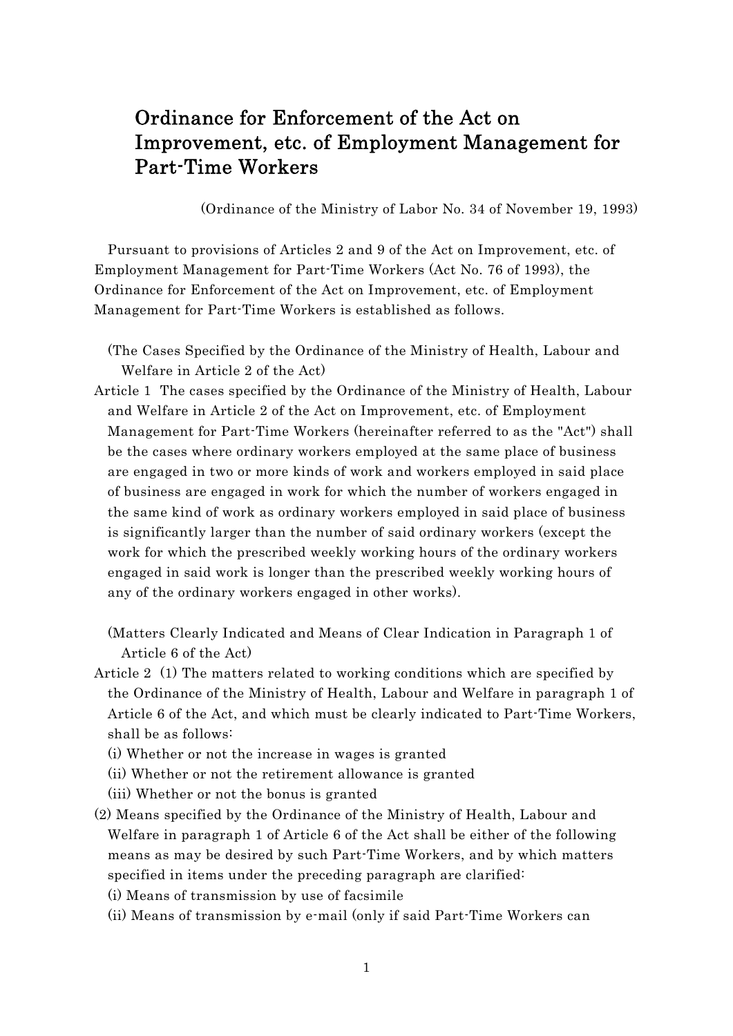# Ordinance for Enforcement of the Act on Improvement, etc. of Employment Management for Part-Time Workers

(Ordinance of the Ministry of Labor No. 34 of November 19, 1993)

Pursuant to provisions of Articles 2 and 9 of the Act on Improvement, etc. of Employment Management for Part-Time Workers (Act No. 76 of 1993), the Ordinance for Enforcement of the Act on Improvement, etc. of Employment Management for Part-Time Workers is established as follows.

(The Cases Specified by the Ordinance of the Ministry of Health, Labour and Welfare in Article 2 of the Act)

Article 1 The cases specified by the Ordinance of the Ministry of Health, Labour and Welfare in Article 2 of the Act on Improvement, etc. of Employment Management for Part-Time Workers (hereinafter referred to as the "Act") shall be the cases where ordinary workers employed at the same place of business are engaged in two or more kinds of work and workers employed in said place of business are engaged in work for which the number of workers engaged in the same kind of work as ordinary workers employed in said place of business is significantly larger than the number of said ordinary workers (except the work for which the prescribed weekly working hours of the ordinary workers engaged in said work is longer than the prescribed weekly working hours of any of the ordinary workers engaged in other works).

(Matters Clearly Indicated and Means of Clear Indication in Paragraph 1 of Article 6 of the Act)

Article 2 (1) The matters related to working conditions which are specified by the Ordinance of the Ministry of Health, Labour and Welfare in paragraph 1 of Article 6 of the Act, and which must be clearly indicated to Part-Time Workers, shall be as follows:

(i) Whether or not the increase in wages is granted
(ii) Whether or not the retirement allowance is granted
(iii) Whether or not the bonus is granted

(2) Means specified by the Ordinance of the Ministry of Health, Labour and Welfare in paragraph 1 of Article 6 of the Act shall be either of the following means as may be desired by such Part-Time Workers, and by which matters specified in items under the preceding paragraph are clarified:

(i) Means of transmission by use of facsimile
(ii) Means of transmission by e-mail (only if said Part-Time Workers can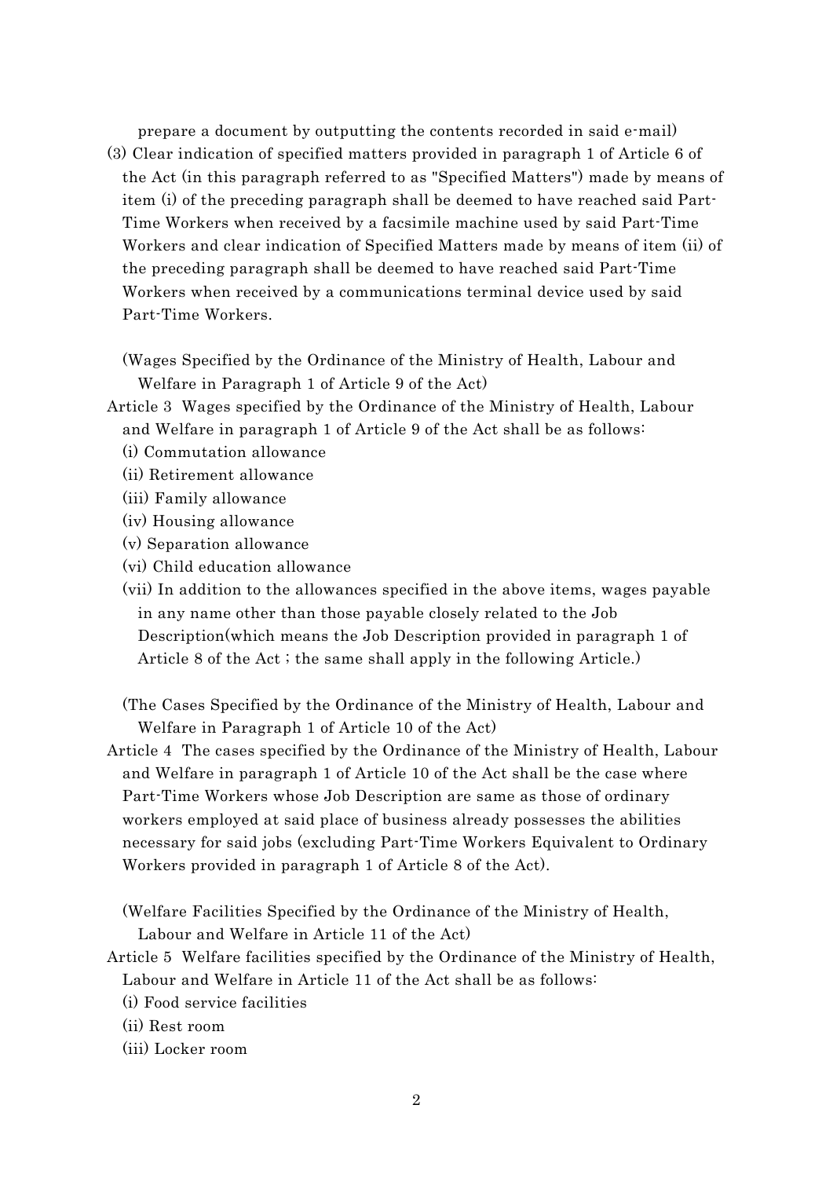prepare a document by outputting the contents recorded in said e-mail)

(3) Clear indication of specified matters provided in paragraph 1 of Article 6 of the Act (in this paragraph referred to as "Specified Matters") made by means of item (i) of the preceding paragraph shall be deemed to have reached said Part-Time Workers when received by a facsimile machine used by said Part-Time Workers and clear indication of Specified Matters made by means of item (ii) of the preceding paragraph shall be deemed to have reached said Part-Time Workers when received by a communications terminal device used by said Part-Time Workers.

(Wages Specified by the Ordinance of the Ministry of Health, Labour and Welfare in Paragraph 1 of Article 9 of the Act)

Article 3 Wages specified by the Ordinance of the Ministry of Health, Labour and Welfare in paragraph 1 of Article 9 of the Act shall be as follows:

(i) Commutation allowance
(ii) Retirement allowance
(iii) Family allowance
(iv) Housing allowance
(v) Separation allowance
(vi) Child education allowance
(vii) In addition to the allowances specified in the above items, wages payable in any name other than those payable closely related to the Job Description(which means the Job Description provided in paragraph 1 of Article 8 of the Act ; the same shall apply in the following Article.)

(The Cases Specified by the Ordinance of the Ministry of Health, Labour and Welfare in Paragraph 1 of Article 10 of the Act)

Article 4 The cases specified by the Ordinance of the Ministry of Health, Labour and Welfare in paragraph 1 of Article 10 of the Act shall be the case where Part-Time Workers whose Job Description are same as those of ordinary workers employed at said place of business already possesses the abilities necessary for said jobs (excluding Part-Time Workers Equivalent to Ordinary Workers provided in paragraph 1 of Article 8 of the Act).

(Welfare Facilities Specified by the Ordinance of the Ministry of Health, Labour and Welfare in Article 11 of the Act)

Article 5 Welfare facilities specified by the Ordinance of the Ministry of Health, Labour and Welfare in Article 11 of the Act shall be as follows:

(i) Food service facilities
(ii) Rest room
(iii) Locker room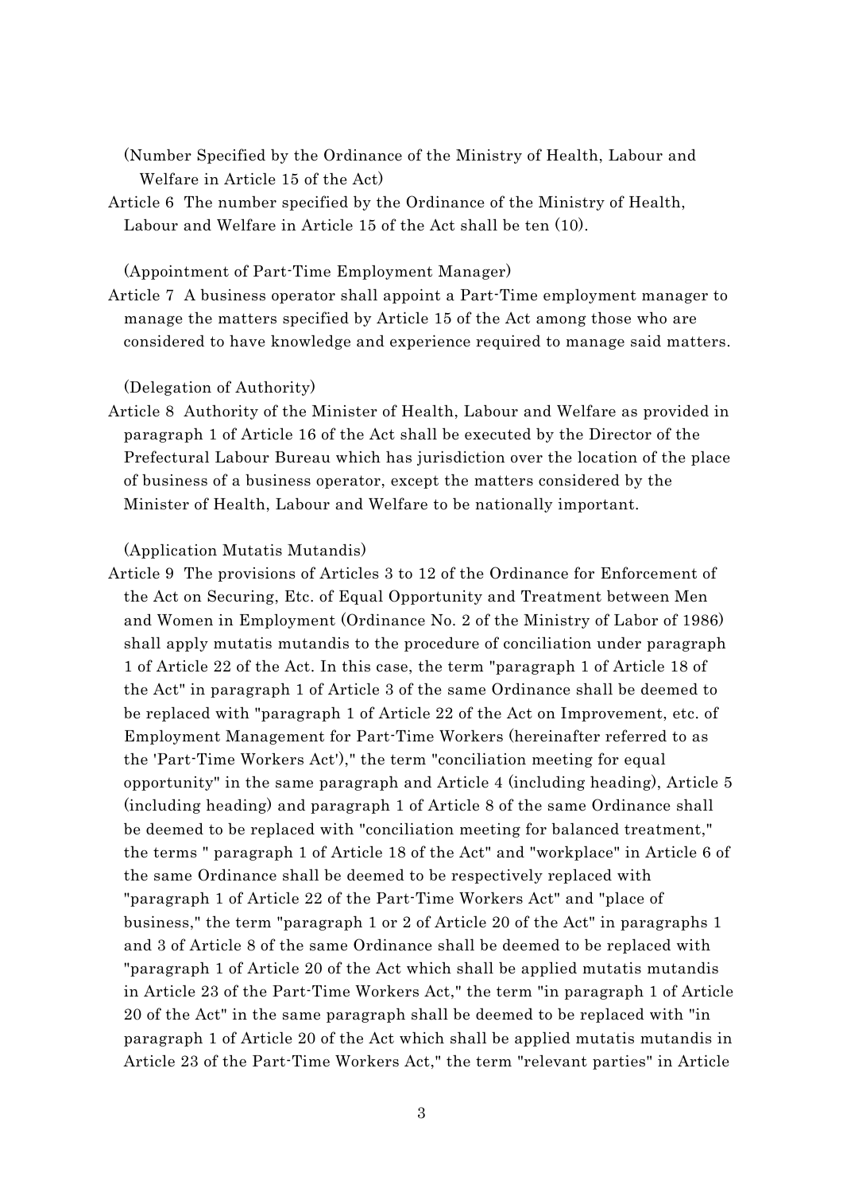(Number Specified by the Ordinance of the Ministry of Health, Labour and Welfare in Article 15 of the Act)

Article 6 The number specified by the Ordinance of the Ministry of Health, Labour and Welfare in Article 15 of the Act shall be ten (10).

(Appointment of Part-Time Employment Manager)

Article 7 A business operator shall appoint a Part-Time employment manager to manage the matters specified by Article 15 of the Act among those who are considered to have knowledge and experience required to manage said matters.

(Delegation of Authority)

Article 8 Authority of the Minister of Health, Labour and Welfare as provided in paragraph 1 of Article 16 of the Act shall be executed by the Director of the Prefectural Labour Bureau which has jurisdiction over the location of the place of business of a business operator, except the matters considered by the Minister of Health, Labour and Welfare to be nationally important.

(Application Mutatis Mutandis)

Article 9 The provisions of Articles 3 to 12 of the Ordinance for Enforcement of the Act on Securing, Etc. of Equal Opportunity and Treatment between Men and Women in Employment (Ordinance No. 2 of the Ministry of Labor of 1986) shall apply mutatis mutandis to the procedure of conciliation under paragraph 1 of Article 22 of the Act. In this case, the term "paragraph 1 of Article 18 of the Act" in paragraph 1 of Article 3 of the same Ordinance shall be deemed to be replaced with "paragraph 1 of Article 22 of the Act on Improvement, etc. of Employment Management for Part-Time Workers (hereinafter referred to as the 'Part-Time Workers Act')," the term "conciliation meeting for equal opportunity" in the same paragraph and Article 4 (including heading), Article 5 (including heading) and paragraph 1 of Article 8 of the same Ordinance shall be deemed to be replaced with "conciliation meeting for balanced treatment," the terms " paragraph 1 of Article 18 of the Act" and "workplace" in Article 6 of the same Ordinance shall be deemed to be respectively replaced with "paragraph 1 of Article 22 of the Part-Time Workers Act" and "place of business," the term "paragraph 1 or 2 of Article 20 of the Act" in paragraphs 1 and 3 of Article 8 of the same Ordinance shall be deemed to be replaced with "paragraph 1 of Article 20 of the Act which shall be applied mutatis mutandis in Article 23 of the Part-Time Workers Act," the term "in paragraph 1 of Article 20 of the Act" in the same paragraph shall be deemed to be replaced with "in paragraph 1 of Article 20 of the Act which shall be applied mutatis mutandis in Article 23 of the Part-Time Workers Act," the term "relevant parties" in Article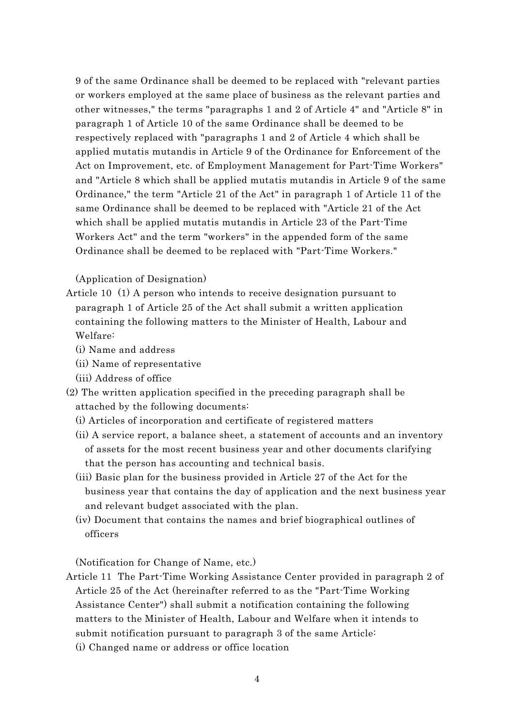9 of the same Ordinance shall be deemed to be replaced with "relevant parties or workers employed at the same place of business as the relevant parties and other witnesses," the terms "paragraphs 1 and 2 of Article 4" and "Article 8" in paragraph 1 of Article 10 of the same Ordinance shall be deemed to be respectively replaced with "paragraphs 1 and 2 of Article 4 which shall be applied mutatis mutandis in Article 9 of the Ordinance for Enforcement of the Act on Improvement, etc. of Employment Management for Part-Time Workers" and "Article 8 which shall be applied mutatis mutandis in Article 9 of the same Ordinance," the term "Article 21 of the Act" in paragraph 1 of Article 11 of the same Ordinance shall be deemed to be replaced with "Article 21 of the Act which shall be applied mutatis mutandis in Article 23 of the Part-Time Workers Act" and the term "workers" in the appended form of the same Ordinance shall be deemed to be replaced with "Part-Time Workers."

(Application of Designation)

Article 10 (1) A person who intends to receive designation pursuant to paragraph 1 of Article 25 of the Act shall submit a written application containing the following matters to the Minister of Health, Labour and Welfare:

(i) Name and address

(ii) Name of representative

(iii) Address of office

(2) The written application specified in the preceding paragraph shall be attached by the following documents:

(i) Articles of incorporation and certificate of registered matters

(ii) A service report, a balance sheet, a statement of accounts and an inventory of assets for the most recent business year and other documents clarifying that the person has accounting and technical basis.

(iii) Basic plan for the business provided in Article 27 of the Act for the business year that contains the day of application and the next business year and relevant budget associated with the plan.

(iv) Document that contains the names and brief biographical outlines of officers

(Notification for Change of Name, etc.)

Article 11 The Part-Time Working Assistance Center provided in paragraph 2 of Article 25 of the Act (hereinafter referred to as the "Part-Time Working Assistance Center") shall submit a notification containing the following matters to the Minister of Health, Labour and Welfare when it intends to submit notification pursuant to paragraph 3 of the same Article:

(i) Changed name or address or office location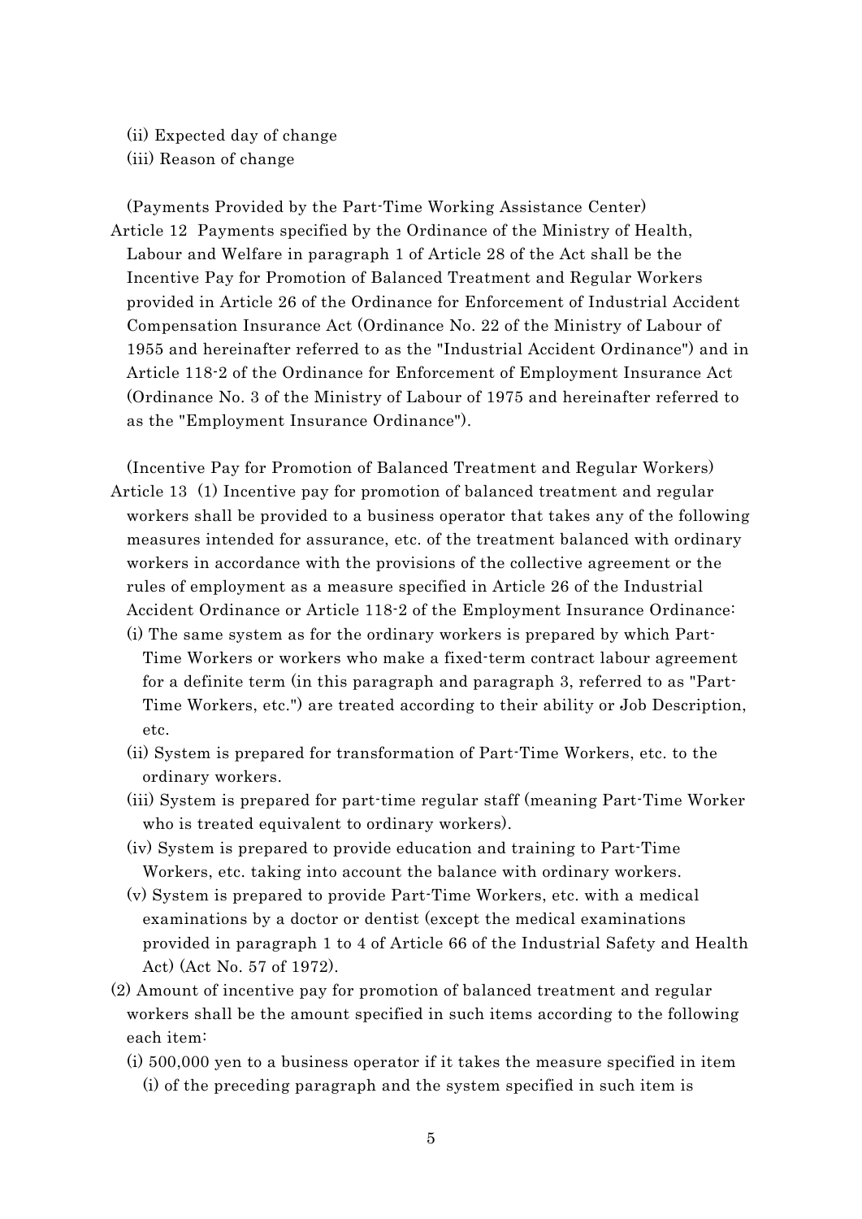(ii) Expected day of change
(iii) Reason of change

(Payments Provided by the Part-Time Working Assistance Center)

Article 12 Payments specified by the Ordinance of the Ministry of Health, Labour and Welfare in paragraph 1 of Article 28 of the Act shall be the Incentive Pay for Promotion of Balanced Treatment and Regular Workers provided in Article 26 of the Ordinance for Enforcement of Industrial Accident Compensation Insurance Act (Ordinance No. 22 of the Ministry of Labour of 1955 and hereinafter referred to as the "Industrial Accident Ordinance") and in Article 118-2 of the Ordinance for Enforcement of Employment Insurance Act (Ordinance No. 3 of the Ministry of Labour of 1975 and hereinafter referred to as the "Employment Insurance Ordinance").

(Incentive Pay for Promotion of Balanced Treatment and Regular Workers)

Article 13 (1) Incentive pay for promotion of balanced treatment and regular workers shall be provided to a business operator that takes any of the following measures intended for assurance, etc. of the treatment balanced with ordinary workers in accordance with the provisions of the collective agreement or the rules of employment as a measure specified in Article 26 of the Industrial Accident Ordinance or Article 118-2 of the Employment Insurance Ordinance:

(i) The same system as for the ordinary workers is prepared by which Part-Time Workers or workers who make a fixed-term contract labour agreement for a definite term (in this paragraph and paragraph 3, referred to as "Part-Time Workers, etc.") are treated according to their ability or Job Description, etc.
(ii) System is prepared for transformation of Part-Time Workers, etc. to the ordinary workers.
(iii) System is prepared for part-time regular staff (meaning Part-Time Worker who is treated equivalent to ordinary workers).
(iv) System is prepared to provide education and training to Part-Time Workers, etc. taking into account the balance with ordinary workers.
(v) System is prepared to provide Part-Time Workers, etc. with a medical examinations by a doctor or dentist (except the medical examinations provided in paragraph 1 to 4 of Article 66 of the Industrial Safety and Health Act) (Act No. 57 of 1972).

(2) Amount of incentive pay for promotion of balanced treatment and regular workers shall be the amount specified in such items according to the following each item:

(i) 500,000 yen to a business operator if it takes the measure specified in item (i) of the preceding paragraph and the system specified in such item is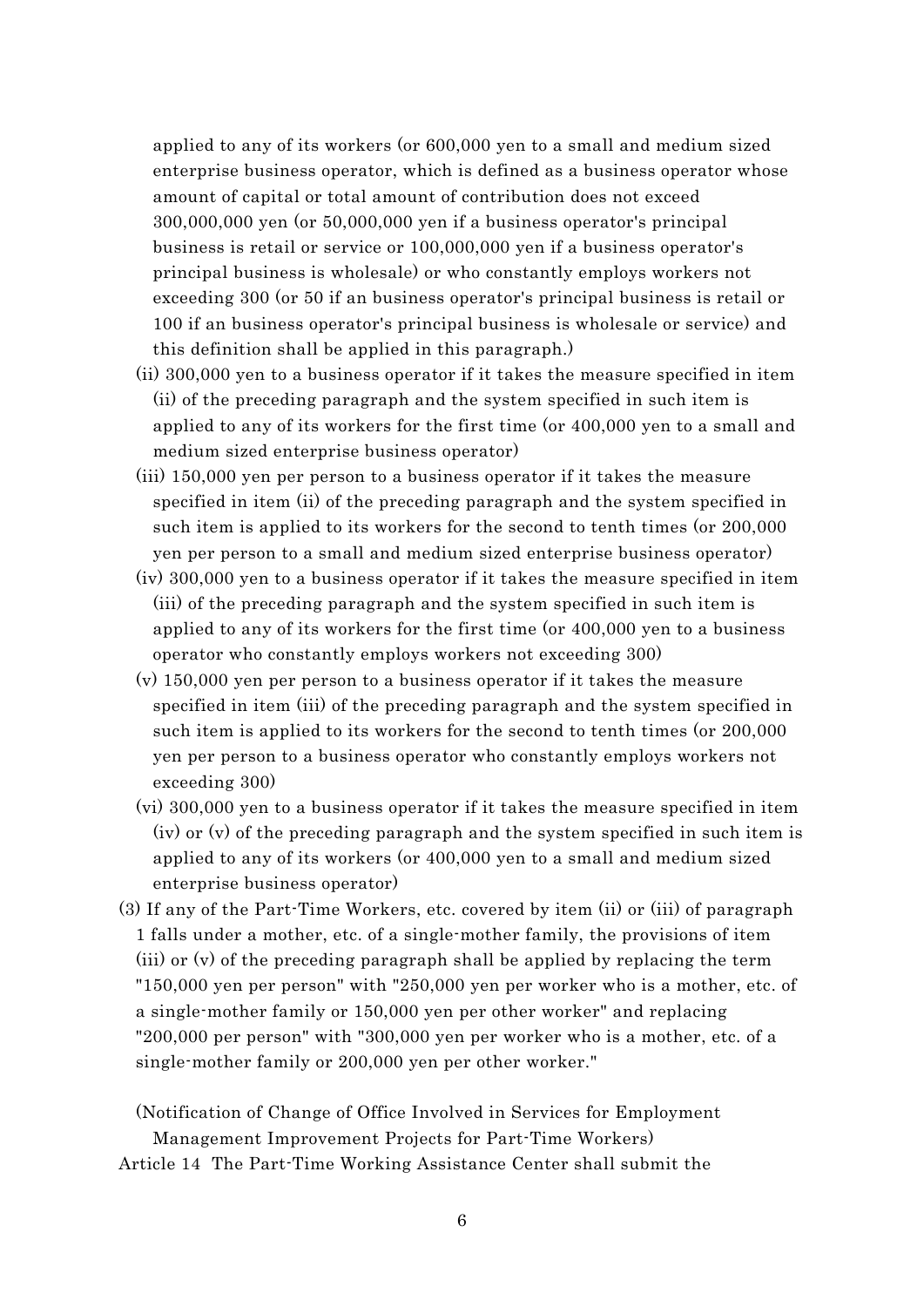applied to any of its workers (or 600,000 yen to a small and medium sized enterprise business operator, which is defined as a business operator whose amount of capital or total amount of contribution does not exceed 300,000,000 yen (or 50,000,000 yen if a business operator's principal business is retail or service or 100,000,000 yen if a business operator's principal business is wholesale) or who constantly employs workers not exceeding 300 (or 50 if an business operator's principal business is retail or 100 if an business operator's principal business is wholesale or service) and this definition shall be applied in this paragraph.)

(ii) 300,000 yen to a business operator if it takes the measure specified in item (ii) of the preceding paragraph and the system specified in such item is applied to any of its workers for the first time (or 400,000 yen to a small and medium sized enterprise business operator)

(iii) 150,000 yen per person to a business operator if it takes the measure specified in item (ii) of the preceding paragraph and the system specified in such item is applied to its workers for the second to tenth times (or 200,000 yen per person to a small and medium sized enterprise business operator)

(iv) 300,000 yen to a business operator if it takes the measure specified in item (iii) of the preceding paragraph and the system specified in such item is applied to any of its workers for the first time (or 400,000 yen to a business operator who constantly employs workers not exceeding 300)

(v) 150,000 yen per person to a business operator if it takes the measure specified in item (iii) of the preceding paragraph and the system specified in such item is applied to its workers for the second to tenth times (or 200,000 yen per person to a business operator who constantly employs workers not exceeding 300)

(vi) 300,000 yen to a business operator if it takes the measure specified in item (iv) or (v) of the preceding paragraph and the system specified in such item is applied to any of its workers (or 400,000 yen to a small and medium sized enterprise business operator)

(3) If any of the Part-Time Workers, etc. covered by item (ii) or (iii) of paragraph 1 falls under a mother, etc. of a single-mother family, the provisions of item (iii) or (v) of the preceding paragraph shall be applied by replacing the term "150,000 yen per person" with "250,000 yen per worker who is a mother, etc. of a single-mother family or 150,000 yen per other worker" and replacing "200,000 per person" with "300,000 yen per worker who is a mother, etc. of a single-mother family or 200,000 yen per other worker."

(Notification of Change of Office Involved in Services for Employment Management Improvement Projects for Part-Time Workers)

Article 14 The Part-Time Working Assistance Center shall submit the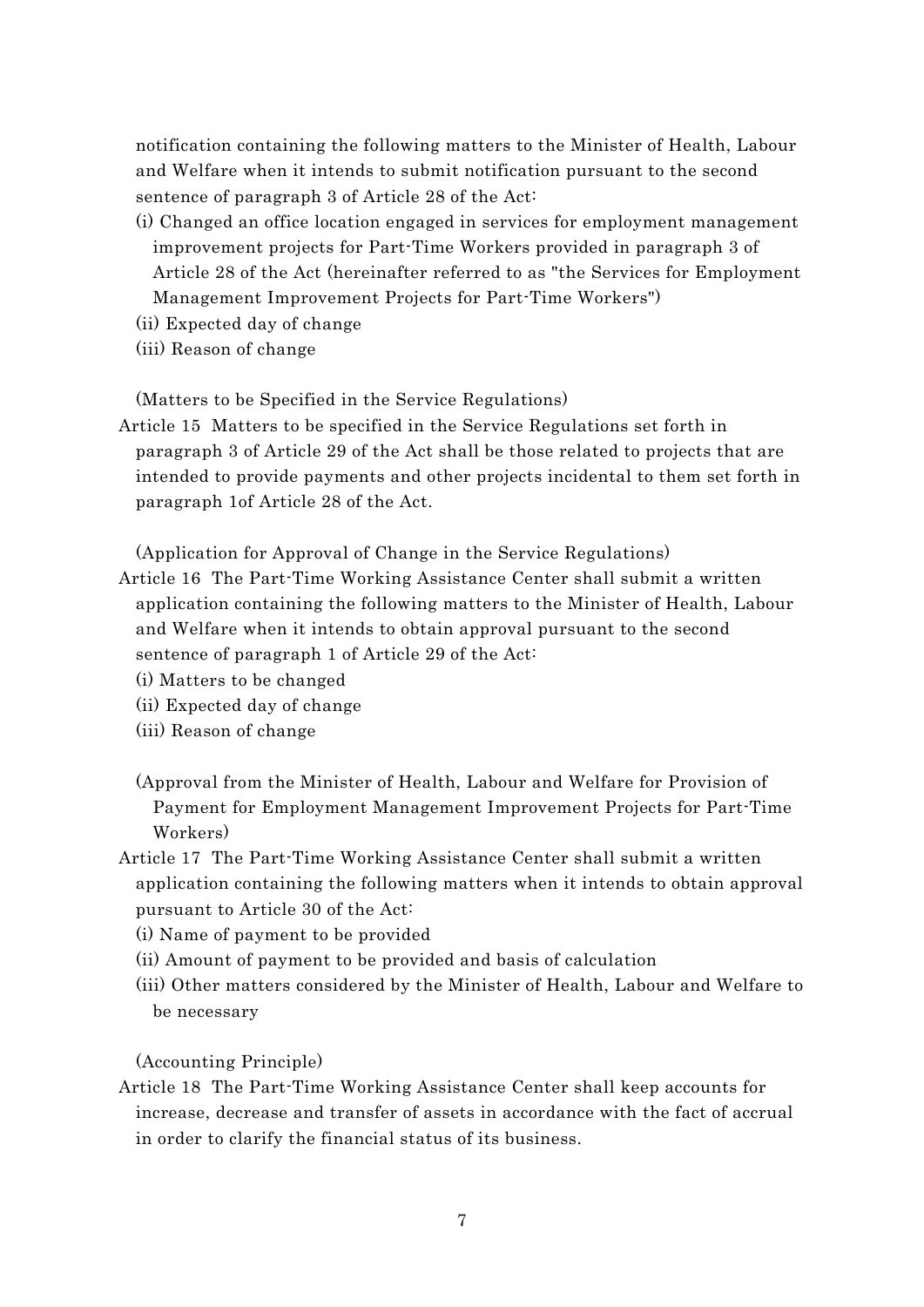notification containing the following matters to the Minister of Health, Labour and Welfare when it intends to submit notification pursuant to the second sentence of paragraph 3 of Article 28 of the Act:

(i) Changed an office location engaged in services for employment management improvement projects for Part-Time Workers provided in paragraph 3 of Article 28 of the Act (hereinafter referred to as "the Services for Employment Management Improvement Projects for Part-Time Workers")

(ii) Expected day of change

(iii) Reason of change

(Matters to be Specified in the Service Regulations)

Article 15 Matters to be specified in the Service Regulations set forth in paragraph 3 of Article 29 of the Act shall be those related to projects that are intended to provide payments and other projects incidental to them set forth in paragraph 1of Article 28 of the Act.

(Application for Approval of Change in the Service Regulations)

Article 16 The Part-Time Working Assistance Center shall submit a written application containing the following matters to the Minister of Health, Labour and Welfare when it intends to obtain approval pursuant to the second sentence of paragraph 1 of Article 29 of the Act:

(i) Matters to be changed

(ii) Expected day of change

(iii) Reason of change

(Approval from the Minister of Health, Labour and Welfare for Provision of Payment for Employment Management Improvement Projects for Part-Time Workers)

Article 17 The Part-Time Working Assistance Center shall submit a written application containing the following matters when it intends to obtain approval pursuant to Article 30 of the Act:

(i) Name of payment to be provided

(ii) Amount of payment to be provided and basis of calculation

(iii) Other matters considered by the Minister of Health, Labour and Welfare to be necessary

(Accounting Principle)

Article 18 The Part-Time Working Assistance Center shall keep accounts for increase, decrease and transfer of assets in accordance with the fact of accrual in order to clarify the financial status of its business.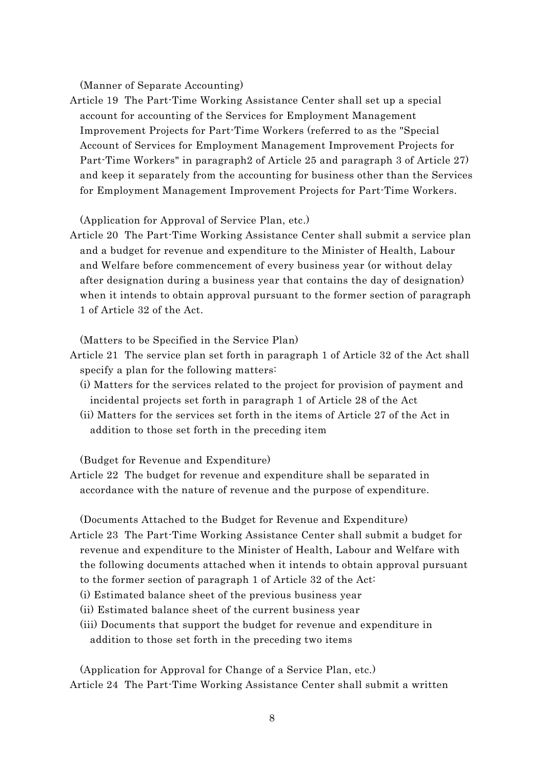(Manner of Separate Accounting)

Article 19 The Part-Time Working Assistance Center shall set up a special account for accounting of the Services for Employment Management Improvement Projects for Part-Time Workers (referred to as the "Special Account of Services for Employment Management Improvement Projects for Part-Time Workers" in paragraph2 of Article 25 and paragraph 3 of Article 27) and keep it separately from the accounting for business other than the Services for Employment Management Improvement Projects for Part-Time Workers.

(Application for Approval of Service Plan, etc.)

Article 20 The Part-Time Working Assistance Center shall submit a service plan and a budget for revenue and expenditure to the Minister of Health, Labour and Welfare before commencement of every business year (or without delay after designation during a business year that contains the day of designation) when it intends to obtain approval pursuant to the former section of paragraph 1 of Article 32 of the Act.

(Matters to be Specified in the Service Plan)

Article 21 The service plan set forth in paragraph 1 of Article 32 of the Act shall specify a plan for the following matters:

(i) Matters for the services related to the project for provision of payment and incidental projects set forth in paragraph 1 of Article 28 of the Act

(ii) Matters for the services set forth in the items of Article 27 of the Act in addition to those set forth in the preceding item

(Budget for Revenue and Expenditure)

Article 22 The budget for revenue and expenditure shall be separated in accordance with the nature of revenue and the purpose of expenditure.

(Documents Attached to the Budget for Revenue and Expenditure)

Article 23 The Part-Time Working Assistance Center shall submit a budget for revenue and expenditure to the Minister of Health, Labour and Welfare with the following documents attached when it intends to obtain approval pursuant to the former section of paragraph 1 of Article 32 of the Act:

(i) Estimated balance sheet of the previous business year

(ii) Estimated balance sheet of the current business year

(iii) Documents that support the budget for revenue and expenditure in addition to those set forth in the preceding two items

(Application for Approval for Change of a Service Plan, etc.)

Article 24 The Part-Time Working Assistance Center shall submit a written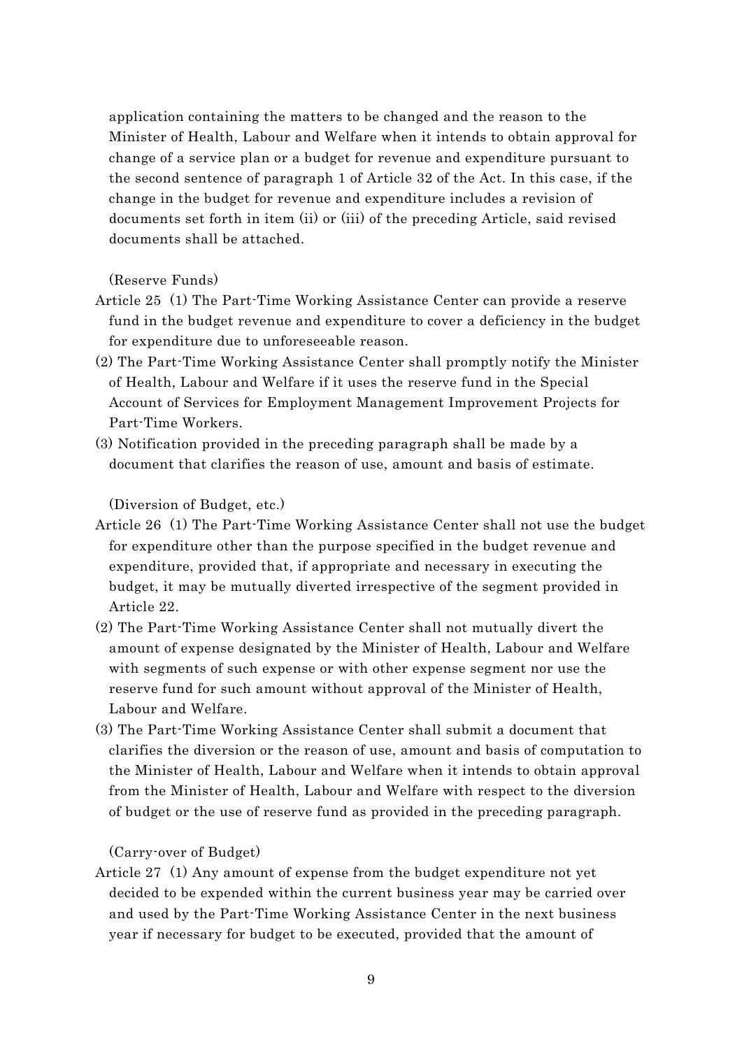application containing the matters to be changed and the reason to the Minister of Health, Labour and Welfare when it intends to obtain approval for change of a service plan or a budget for revenue and expenditure pursuant to the second sentence of paragraph 1 of Article 32 of the Act. In this case, if the change in the budget for revenue and expenditure includes a revision of documents set forth in item (ii) or (iii) of the preceding Article, said revised documents shall be attached.

(Reserve Funds)

Article 25 (1) The Part-Time Working Assistance Center can provide a reserve fund in the budget revenue and expenditure to cover a deficiency in the budget for expenditure due to unforeseeable reason.

(2) The Part-Time Working Assistance Center shall promptly notify the Minister of Health, Labour and Welfare if it uses the reserve fund in the Special Account of Services for Employment Management Improvement Projects for Part-Time Workers.

(3) Notification provided in the preceding paragraph shall be made by a document that clarifies the reason of use, amount and basis of estimate.

(Diversion of Budget, etc.)

Article 26 (1) The Part-Time Working Assistance Center shall not use the budget for expenditure other than the purpose specified in the budget revenue and expenditure, provided that, if appropriate and necessary in executing the budget, it may be mutually diverted irrespective of the segment provided in Article 22.

(2) The Part-Time Working Assistance Center shall not mutually divert the amount of expense designated by the Minister of Health, Labour and Welfare with segments of such expense or with other expense segment nor use the reserve fund for such amount without approval of the Minister of Health, Labour and Welfare.

(3) The Part-Time Working Assistance Center shall submit a document that clarifies the diversion or the reason of use, amount and basis of computation to the Minister of Health, Labour and Welfare when it intends to obtain approval from the Minister of Health, Labour and Welfare with respect to the diversion of budget or the use of reserve fund as provided in the preceding paragraph.

(Carry-over of Budget)

Article 27 (1) Any amount of expense from the budget expenditure not yet decided to be expended within the current business year may be carried over and used by the Part-Time Working Assistance Center in the next business year if necessary for budget to be executed, provided that the amount of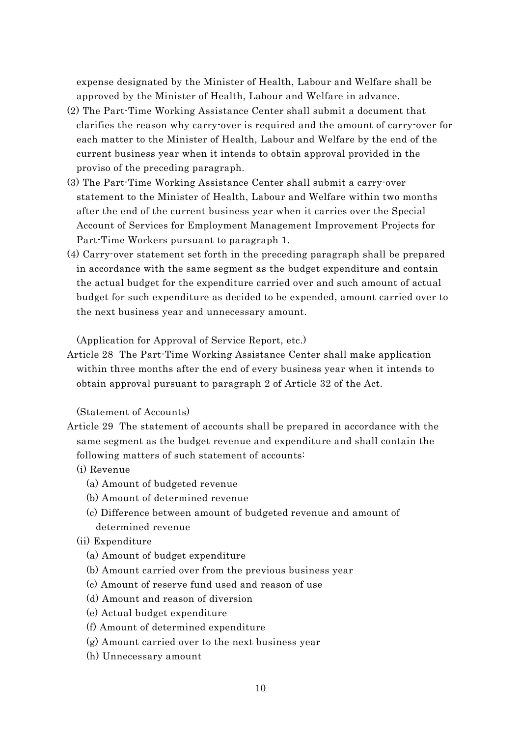expense designated by the Minister of Health, Labour and Welfare shall be approved by the Minister of Health, Labour and Welfare in advance.

(2) The Part-Time Working Assistance Center shall submit a document that clarifies the reason why carry-over is required and the amount of carry-over for each matter to the Minister of Health, Labour and Welfare by the end of the current business year when it intends to obtain approval provided in the proviso of the preceding paragraph.

(3) The Part-Time Working Assistance Center shall submit a carry-over statement to the Minister of Health, Labour and Welfare within two months after the end of the current business year when it carries over the Special Account of Services for Employment Management Improvement Projects for Part-Time Workers pursuant to paragraph 1.

(4) Carry-over statement set forth in the preceding paragraph shall be prepared in accordance with the same segment as the budget expenditure and contain the actual budget for the expenditure carried over and such amount of actual budget for such expenditure as decided to be expended, amount carried over to the next business year and unnecessary amount.

(Application for Approval of Service Report, etc.)

Article 28 The Part-Time Working Assistance Center shall make application within three months after the end of every business year when it intends to obtain approval pursuant to paragraph 2 of Article 32 of the Act.

(Statement of Accounts)

Article 29 The statement of accounts shall be prepared in accordance with the same segment as the budget revenue and expenditure and shall contain the following matters of such statement of accounts:

(i) Revenue
  (a) Amount of budgeted revenue
  (b) Amount of determined revenue
  (c) Difference between amount of budgeted revenue and amount of determined revenue

(ii) Expenditure
  (a) Amount of budget expenditure
  (b) Amount carried over from the previous business year
  (c) Amount of reserve fund used and reason of use
  (d) Amount and reason of diversion
  (e) Actual budget expenditure
  (f) Amount of determined expenditure
  (g) Amount carried over to the next business year
  (h) Unnecessary amount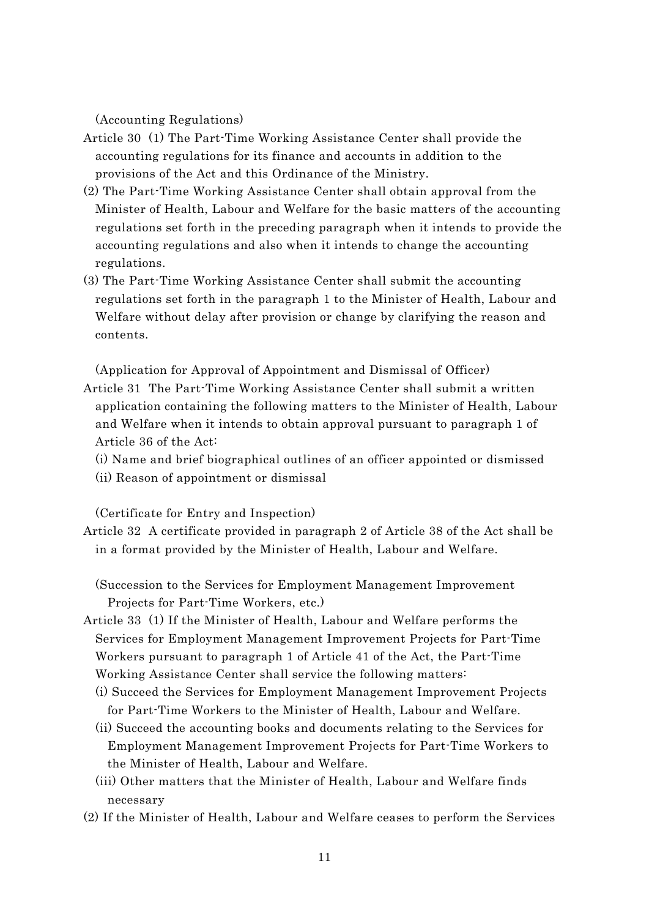(Accounting Regulations)

Article 30 (1) The Part-Time Working Assistance Center shall provide the accounting regulations for its finance and accounts in addition to the provisions of the Act and this Ordinance of the Ministry.

(2) The Part-Time Working Assistance Center shall obtain approval from the Minister of Health, Labour and Welfare for the basic matters of the accounting regulations set forth in the preceding paragraph when it intends to provide the accounting regulations and also when it intends to change the accounting regulations.

(3) The Part-Time Working Assistance Center shall submit the accounting regulations set forth in the paragraph 1 to the Minister of Health, Labour and Welfare without delay after provision or change by clarifying the reason and contents.

(Application for Approval of Appointment and Dismissal of Officer)

Article 31 The Part-Time Working Assistance Center shall submit a written application containing the following matters to the Minister of Health, Labour and Welfare when it intends to obtain approval pursuant to paragraph 1 of Article 36 of the Act:

(i) Name and brief biographical outlines of an officer appointed or dismissed

(ii) Reason of appointment or dismissal

(Certificate for Entry and Inspection)

Article 32 A certificate provided in paragraph 2 of Article 38 of the Act shall be in a format provided by the Minister of Health, Labour and Welfare.

(Succession to the Services for Employment Management Improvement Projects for Part-Time Workers, etc.)

Article 33 (1) If the Minister of Health, Labour and Welfare performs the Services for Employment Management Improvement Projects for Part-Time Workers pursuant to paragraph 1 of Article 41 of the Act, the Part-Time Working Assistance Center shall service the following matters:

(i) Succeed the Services for Employment Management Improvement Projects for Part-Time Workers to the Minister of Health, Labour and Welfare.

(ii) Succeed the accounting books and documents relating to the Services for Employment Management Improvement Projects for Part-Time Workers to the Minister of Health, Labour and Welfare.

(iii) Other matters that the Minister of Health, Labour and Welfare finds necessary

(2) If the Minister of Health, Labour and Welfare ceases to perform the Services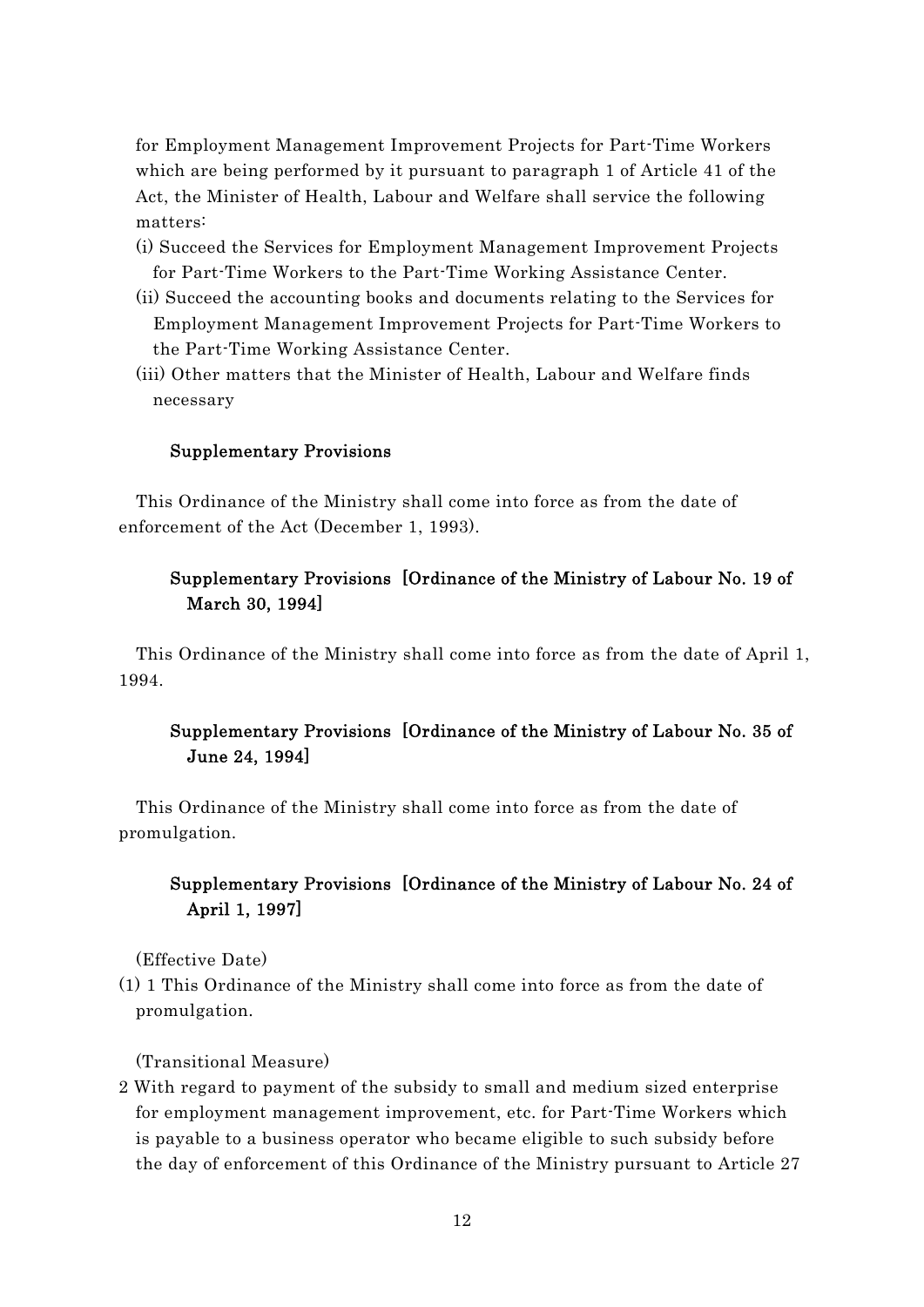for Employment Management Improvement Projects for Part-Time Workers which are being performed by it pursuant to paragraph 1 of Article 41 of the Act, the Minister of Health, Labour and Welfare shall service the following matters:

(i) Succeed the Services for Employment Management Improvement Projects for Part-Time Workers to the Part-Time Working Assistance Center.
(ii) Succeed the accounting books and documents relating to the Services for Employment Management Improvement Projects for Part-Time Workers to the Part-Time Working Assistance Center.
(iii) Other matters that the Minister of Health, Labour and Welfare finds necessary

### Supplementary Provisions

This Ordinance of the Ministry shall come into force as from the date of enforcement of the Act (December 1, 1993).

### Supplementary Provisions [Ordinance of the Ministry of Labour No. 19 of March 30, 1994]

This Ordinance of the Ministry shall come into force as from the date of April 1, 1994.

### Supplementary Provisions [Ordinance of the Ministry of Labour No. 35 of June 24, 1994]

This Ordinance of the Ministry shall come into force as from the date of promulgation.

### Supplementary Provisions [Ordinance of the Ministry of Labour No. 24 of April 1, 1997]

(Effective Date)

(1) 1 This Ordinance of the Ministry shall come into force as from the date of promulgation.

(Transitional Measure)

2 With regard to payment of the subsidy to small and medium sized enterprise for employment management improvement, etc. for Part-Time Workers which is payable to a business operator who became eligible to such subsidy before the day of enforcement of this Ordinance of the Ministry pursuant to Article 27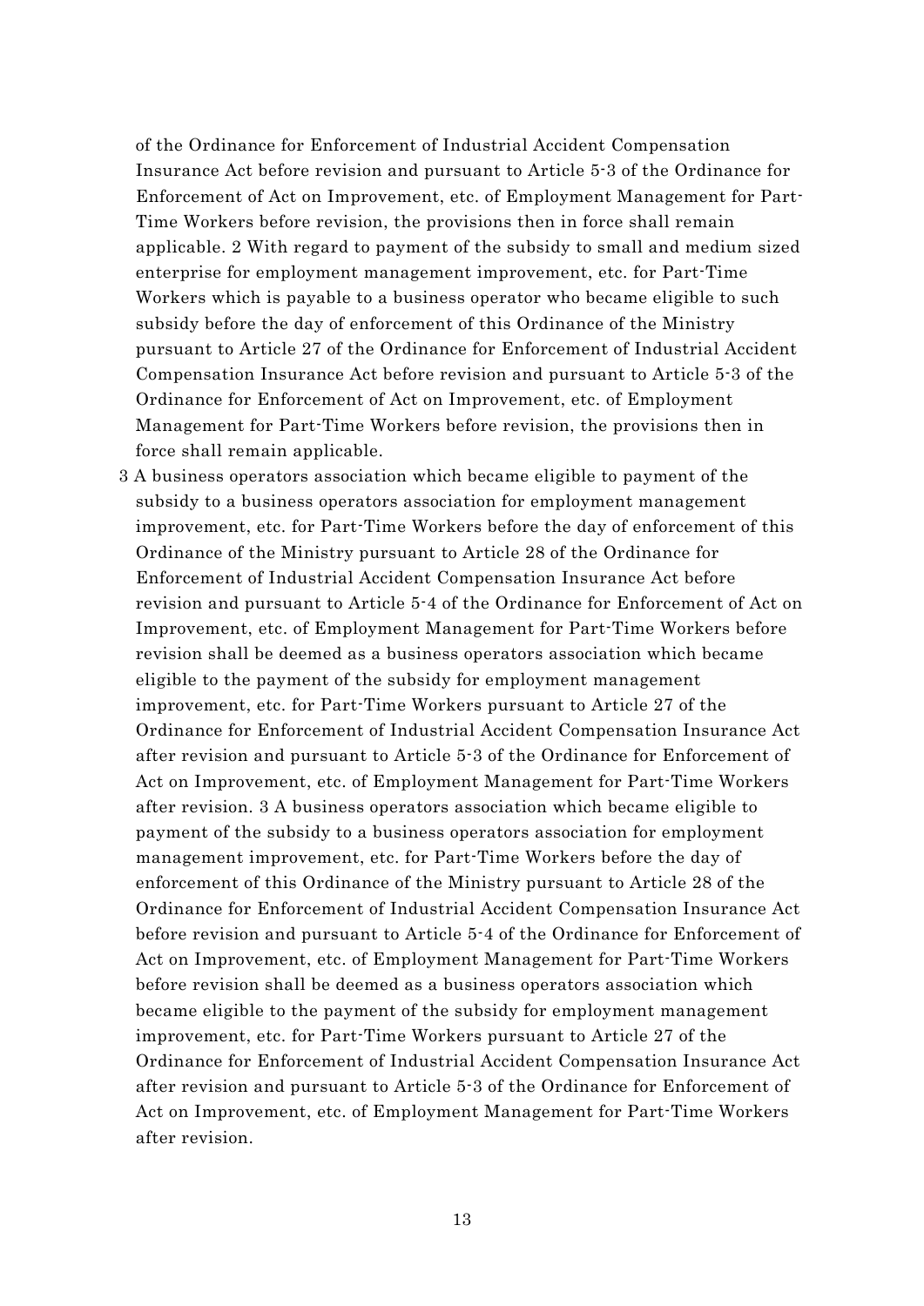of the Ordinance for Enforcement of Industrial Accident Compensation Insurance Act before revision and pursuant to Article 5-3 of the Ordinance for Enforcement of Act on Improvement, etc. of Employment Management for Part-Time Workers before revision, the provisions then in force shall remain applicable. 2 With regard to payment of the subsidy to small and medium sized enterprise for employment management improvement, etc. for Part-Time Workers which is payable to a business operator who became eligible to such subsidy before the day of enforcement of this Ordinance of the Ministry pursuant to Article 27 of the Ordinance for Enforcement of Industrial Accident Compensation Insurance Act before revision and pursuant to Article 5-3 of the Ordinance for Enforcement of Act on Improvement, etc. of Employment Management for Part-Time Workers before revision, the provisions then in force shall remain applicable.

3 A business operators association which became eligible to payment of the subsidy to a business operators association for employment management improvement, etc. for Part-Time Workers before the day of enforcement of this Ordinance of the Ministry pursuant to Article 28 of the Ordinance for Enforcement of Industrial Accident Compensation Insurance Act before revision and pursuant to Article 5-4 of the Ordinance for Enforcement of Act on Improvement, etc. of Employment Management for Part-Time Workers before revision shall be deemed as a business operators association which became eligible to the payment of the subsidy for employment management improvement, etc. for Part-Time Workers pursuant to Article 27 of the Ordinance for Enforcement of Industrial Accident Compensation Insurance Act after revision and pursuant to Article 5-3 of the Ordinance for Enforcement of Act on Improvement, etc. of Employment Management for Part-Time Workers after revision. 3 A business operators association which became eligible to payment of the subsidy to a business operators association for employment management improvement, etc. for Part-Time Workers before the day of enforcement of this Ordinance of the Ministry pursuant to Article 28 of the Ordinance for Enforcement of Industrial Accident Compensation Insurance Act before revision and pursuant to Article 5-4 of the Ordinance for Enforcement of Act on Improvement, etc. of Employment Management for Part-Time Workers before revision shall be deemed as a business operators association which became eligible to the payment of the subsidy for employment management improvement, etc. for Part-Time Workers pursuant to Article 27 of the Ordinance for Enforcement of Industrial Accident Compensation Insurance Act after revision and pursuant to Article 5-3 of the Ordinance for Enforcement of Act on Improvement, etc. of Employment Management for Part-Time Workers after revision.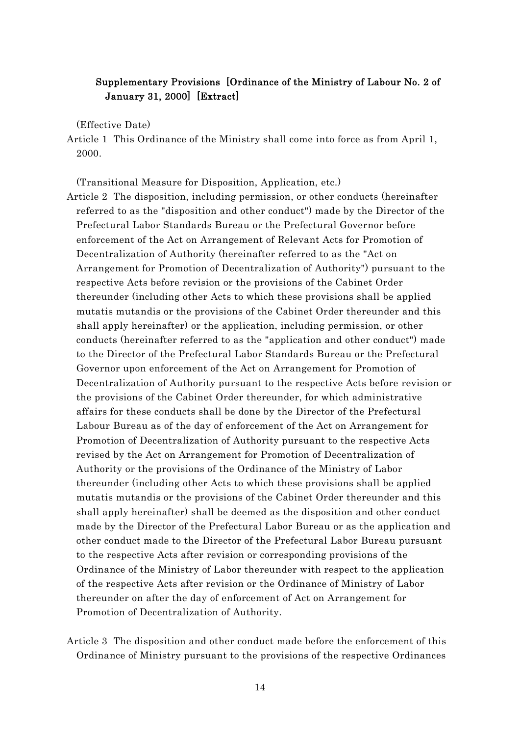## Supplementary Provisions [Ordinance of the Ministry of Labour No. 2 of January 31, 2000] [Extract]

(Effective Date)

Article 1 This Ordinance of the Ministry shall come into force as from April 1, 2000.

(Transitional Measure for Disposition, Application, etc.)

Article 2 The disposition, including permission, or other conducts (hereinafter referred to as the "disposition and other conduct") made by the Director of the Prefectural Labor Standards Bureau or the Prefectural Governor before enforcement of the Act on Arrangement of Relevant Acts for Promotion of Decentralization of Authority (hereinafter referred to as the "Act on Arrangement for Promotion of Decentralization of Authority") pursuant to the respective Acts before revision or the provisions of the Cabinet Order thereunder (including other Acts to which these provisions shall be applied mutatis mutandis or the provisions of the Cabinet Order thereunder and this shall apply hereinafter) or the application, including permission, or other conducts (hereinafter referred to as the "application and other conduct") made to the Director of the Prefectural Labor Standards Bureau or the Prefectural Governor upon enforcement of the Act on Arrangement for Promotion of Decentralization of Authority pursuant to the respective Acts before revision or the provisions of the Cabinet Order thereunder, for which administrative affairs for these conducts shall be done by the Director of the Prefectural Labour Bureau as of the day of enforcement of the Act on Arrangement for Promotion of Decentralization of Authority pursuant to the respective Acts revised by the Act on Arrangement for Promotion of Decentralization of Authority or the provisions of the Ordinance of the Ministry of Labor thereunder (including other Acts to which these provisions shall be applied mutatis mutandis or the provisions of the Cabinet Order thereunder and this shall apply hereinafter) shall be deemed as the disposition and other conduct made by the Director of the Prefectural Labor Bureau or as the application and other conduct made to the Director of the Prefectural Labor Bureau pursuant to the respective Acts after revision or corresponding provisions of the Ordinance of the Ministry of Labor thereunder with respect to the application of the respective Acts after revision or the Ordinance of Ministry of Labor thereunder on after the day of enforcement of Act on Arrangement for Promotion of Decentralization of Authority.

Article 3 The disposition and other conduct made before the enforcement of this Ordinance of Ministry pursuant to the provisions of the respective Ordinances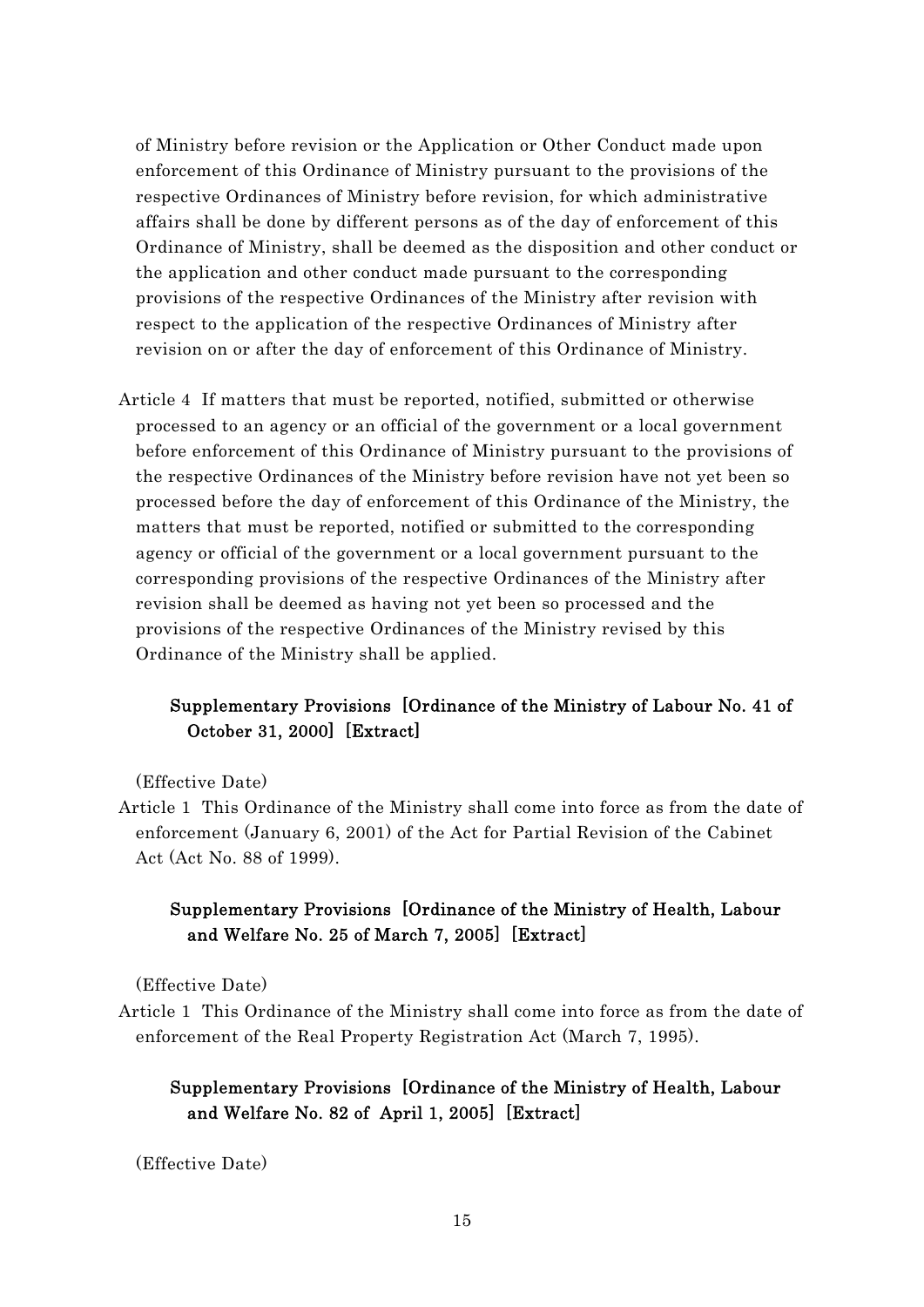of Ministry before revision or the Application or Other Conduct made upon enforcement of this Ordinance of Ministry pursuant to the provisions of the respective Ordinances of Ministry before revision, for which administrative affairs shall be done by different persons as of the day of enforcement of this Ordinance of Ministry, shall be deemed as the disposition and other conduct or the application and other conduct made pursuant to the corresponding provisions of the respective Ordinances of the Ministry after revision with respect to the application of the respective Ordinances of Ministry after revision on or after the day of enforcement of this Ordinance of Ministry.

Article 4 If matters that must be reported, notified, submitted or otherwise processed to an agency or an official of the government or a local government before enforcement of this Ordinance of Ministry pursuant to the provisions of the respective Ordinances of the Ministry before revision have not yet been so processed before the day of enforcement of this Ordinance of the Ministry, the matters that must be reported, notified or submitted to the corresponding agency or official of the government or a local government pursuant to the corresponding provisions of the respective Ordinances of the Ministry after revision shall be deemed as having not yet been so processed and the provisions of the respective Ordinances of the Ministry revised by this Ordinance of the Ministry shall be applied.

### Supplementary Provisions [Ordinance of the Ministry of Labour No. 41 of October 31, 2000] [Extract]

(Effective Date)

Article 1 This Ordinance of the Ministry shall come into force as from the date of enforcement (January 6, 2001) of the Act for Partial Revision of the Cabinet Act (Act No. 88 of 1999).

### Supplementary Provisions [Ordinance of the Ministry of Health, Labour and Welfare No. 25 of March 7, 2005] [Extract]

(Effective Date)

Article 1 This Ordinance of the Ministry shall come into force as from the date of enforcement of the Real Property Registration Act (March 7, 1995).

### Supplementary Provisions [Ordinance of the Ministry of Health, Labour and Welfare No. 82 of April 1, 2005] [Extract]

(Effective Date)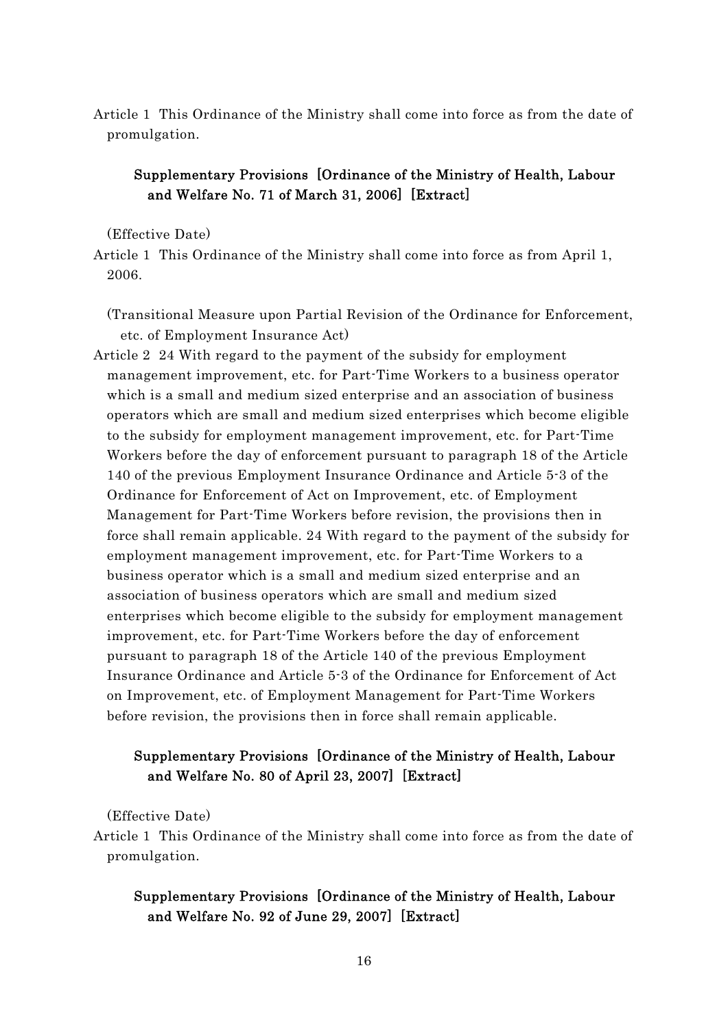Article 1 This Ordinance of the Ministry shall come into force as from the date of promulgation.

### Supplementary Provisions [Ordinance of the Ministry of Health, Labour and Welfare No. 71 of March 31, 2006] [Extract]

(Effective Date)

Article 1 This Ordinance of the Ministry shall come into force as from April 1, 2006.

(Transitional Measure upon Partial Revision of the Ordinance for Enforcement, etc. of Employment Insurance Act)

Article 2 24 With regard to the payment of the subsidy for employment management improvement, etc. for Part-Time Workers to a business operator which is a small and medium sized enterprise and an association of business operators which are small and medium sized enterprises which become eligible to the subsidy for employment management improvement, etc. for Part-Time Workers before the day of enforcement pursuant to paragraph 18 of the Article 140 of the previous Employment Insurance Ordinance and Article 5-3 of the Ordinance for Enforcement of Act on Improvement, etc. of Employment Management for Part-Time Workers before revision, the provisions then in force shall remain applicable. 24 With regard to the payment of the subsidy for employment management improvement, etc. for Part-Time Workers to a business operator which is a small and medium sized enterprise and an association of business operators which are small and medium sized enterprises which become eligible to the subsidy for employment management improvement, etc. for Part-Time Workers before the day of enforcement pursuant to paragraph 18 of the Article 140 of the previous Employment Insurance Ordinance and Article 5-3 of the Ordinance for Enforcement of Act on Improvement, etc. of Employment Management for Part-Time Workers before revision, the provisions then in force shall remain applicable.

### Supplementary Provisions [Ordinance of the Ministry of Health, Labour and Welfare No. 80 of April 23, 2007] [Extract]

(Effective Date)

Article 1 This Ordinance of the Ministry shall come into force as from the date of promulgation.

### Supplementary Provisions [Ordinance of the Ministry of Health, Labour and Welfare No. 92 of June 29, 2007] [Extract]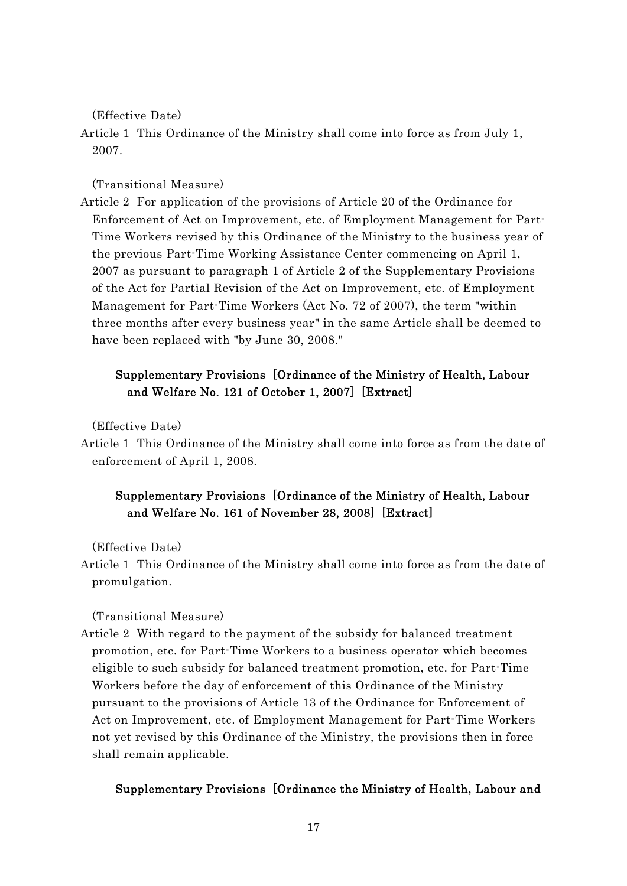(Effective Date)

Article 1 This Ordinance of the Ministry shall come into force as from July 1, 2007.

(Transitional Measure)

Article 2 For application of the provisions of Article 20 of the Ordinance for Enforcement of Act on Improvement, etc. of Employment Management for Part-Time Workers revised by this Ordinance of the Ministry to the business year of the previous Part-Time Working Assistance Center commencing on April 1, 2007 as pursuant to paragraph 1 of Article 2 of the Supplementary Provisions of the Act for Partial Revision of the Act on Improvement, etc. of Employment Management for Part-Time Workers (Act No. 72 of 2007), the term "within three months after every business year" in the same Article shall be deemed to have been replaced with "by June 30, 2008."

### Supplementary Provisions [Ordinance of the Ministry of Health, Labour and Welfare No. 121 of October 1, 2007] [Extract]

(Effective Date)

Article 1 This Ordinance of the Ministry shall come into force as from the date of enforcement of April 1, 2008.

### Supplementary Provisions [Ordinance of the Ministry of Health, Labour and Welfare No. 161 of November 28, 2008] [Extract]

(Effective Date)

Article 1 This Ordinance of the Ministry shall come into force as from the date of promulgation.

(Transitional Measure)

Article 2 With regard to the payment of the subsidy for balanced treatment promotion, etc. for Part-Time Workers to a business operator which becomes eligible to such subsidy for balanced treatment promotion, etc. for Part-Time Workers before the day of enforcement of this Ordinance of the Ministry pursuant to the provisions of Article 13 of the Ordinance for Enforcement of Act on Improvement, etc. of Employment Management for Part-Time Workers not yet revised by this Ordinance of the Ministry, the provisions then in force shall remain applicable.

### Supplementary Provisions [Ordinance the Ministry of Health, Labour and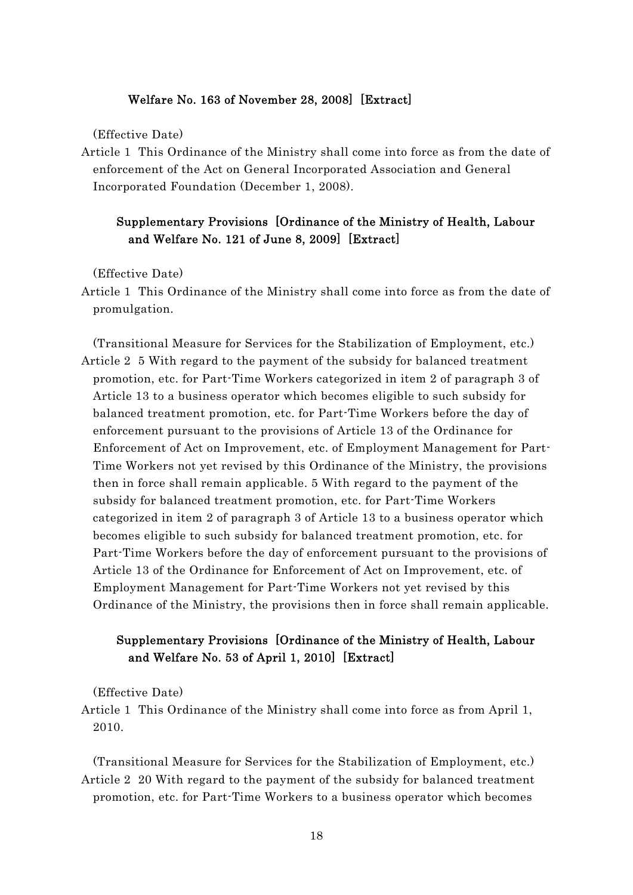**Welfare No. 163 of November 28, 2008] [Extract]**

(Effective Date)

Article 1 This Ordinance of the Ministry shall come into force as from the date of enforcement of the Act on General Incorporated Association and General Incorporated Foundation (December 1, 2008).

### Supplementary Provisions [Ordinance of the Ministry of Health, Labour and Welfare No. 121 of June 8, 2009] [Extract]

(Effective Date)

Article 1 This Ordinance of the Ministry shall come into force as from the date of promulgation.

(Transitional Measure for Services for the Stabilization of Employment, etc.)

Article 2 5 With regard to the payment of the subsidy for balanced treatment promotion, etc. for Part-Time Workers categorized in item 2 of paragraph 3 of Article 13 to a business operator which becomes eligible to such subsidy for balanced treatment promotion, etc. for Part-Time Workers before the day of enforcement pursuant to the provisions of Article 13 of the Ordinance for Enforcement of Act on Improvement, etc. of Employment Management for Part-Time Workers not yet revised by this Ordinance of the Ministry, the provisions then in force shall remain applicable. 5 With regard to the payment of the subsidy for balanced treatment promotion, etc. for Part-Time Workers categorized in item 2 of paragraph 3 of Article 13 to a business operator which becomes eligible to such subsidy for balanced treatment promotion, etc. for Part-Time Workers before the day of enforcement pursuant to the provisions of Article 13 of the Ordinance for Enforcement of Act on Improvement, etc. of Employment Management for Part-Time Workers not yet revised by this Ordinance of the Ministry, the provisions then in force shall remain applicable.

### Supplementary Provisions [Ordinance of the Ministry of Health, Labour and Welfare No. 53 of April 1, 2010] [Extract]

(Effective Date)

Article 1 This Ordinance of the Ministry shall come into force as from April 1, 2010.

(Transitional Measure for Services for the Stabilization of Employment, etc.)

Article 2 20 With regard to the payment of the subsidy for balanced treatment promotion, etc. for Part-Time Workers to a business operator which becomes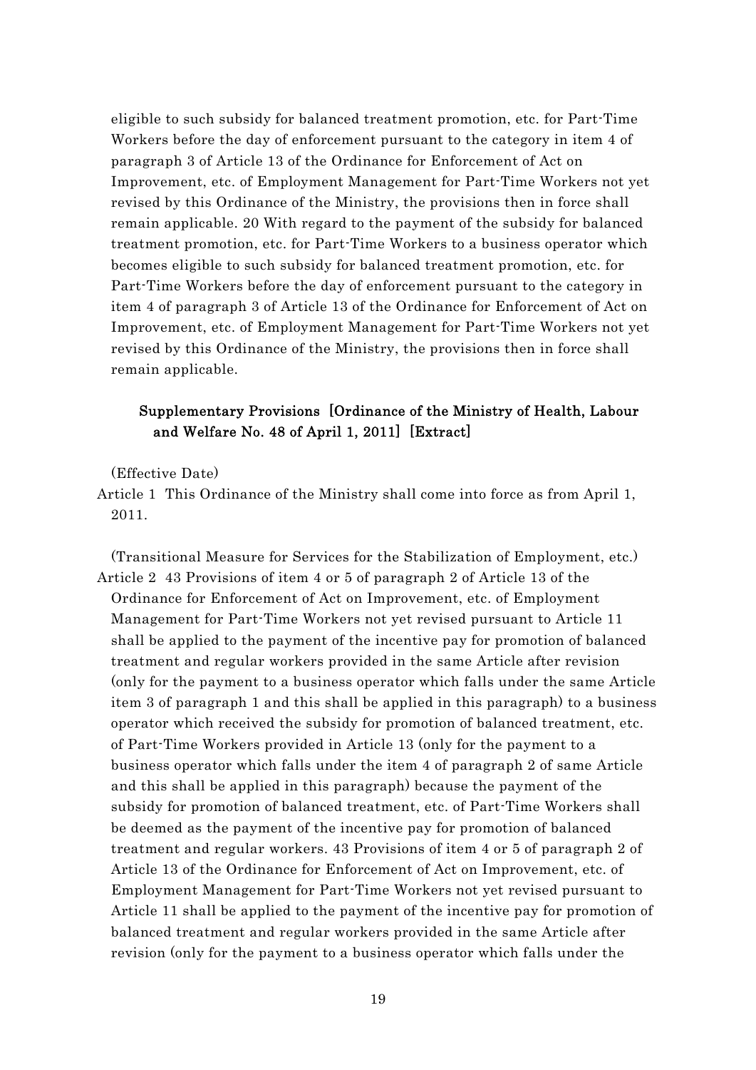eligible to such subsidy for balanced treatment promotion, etc. for Part-Time Workers before the day of enforcement pursuant to the category in item 4 of paragraph 3 of Article 13 of the Ordinance for Enforcement of Act on Improvement, etc. of Employment Management for Part-Time Workers not yet revised by this Ordinance of the Ministry, the provisions then in force shall remain applicable. 20 With regard to the payment of the subsidy for balanced treatment promotion, etc. for Part-Time Workers to a business operator which becomes eligible to such subsidy for balanced treatment promotion, etc. for Part-Time Workers before the day of enforcement pursuant to the category in item 4 of paragraph 3 of Article 13 of the Ordinance for Enforcement of Act on Improvement, etc. of Employment Management for Part-Time Workers not yet revised by this Ordinance of the Ministry, the provisions then in force shall remain applicable.

### Supplementary Provisions [Ordinance of the Ministry of Health, Labour and Welfare No. 48 of April 1, 2011] [Extract]

(Effective Date)

Article 1 This Ordinance of the Ministry shall come into force as from April 1, 2011.

(Transitional Measure for Services for the Stabilization of Employment, etc.)

Article 2 43 Provisions of item 4 or 5 of paragraph 2 of Article 13 of the Ordinance for Enforcement of Act on Improvement, etc. of Employment Management for Part-Time Workers not yet revised pursuant to Article 11 shall be applied to the payment of the incentive pay for promotion of balanced treatment and regular workers provided in the same Article after revision (only for the payment to a business operator which falls under the same Article item 3 of paragraph 1 and this shall be applied in this paragraph) to a business operator which received the subsidy for promotion of balanced treatment, etc. of Part-Time Workers provided in Article 13 (only for the payment to a business operator which falls under the item 4 of paragraph 2 of same Article and this shall be applied in this paragraph) because the payment of the subsidy for promotion of balanced treatment, etc. of Part-Time Workers shall be deemed as the payment of the incentive pay for promotion of balanced treatment and regular workers. 43 Provisions of item 4 or 5 of paragraph 2 of Article 13 of the Ordinance for Enforcement of Act on Improvement, etc. of Employment Management for Part-Time Workers not yet revised pursuant to Article 11 shall be applied to the payment of the incentive pay for promotion of balanced treatment and regular workers provided in the same Article after revision (only for the payment to a business operator which falls under the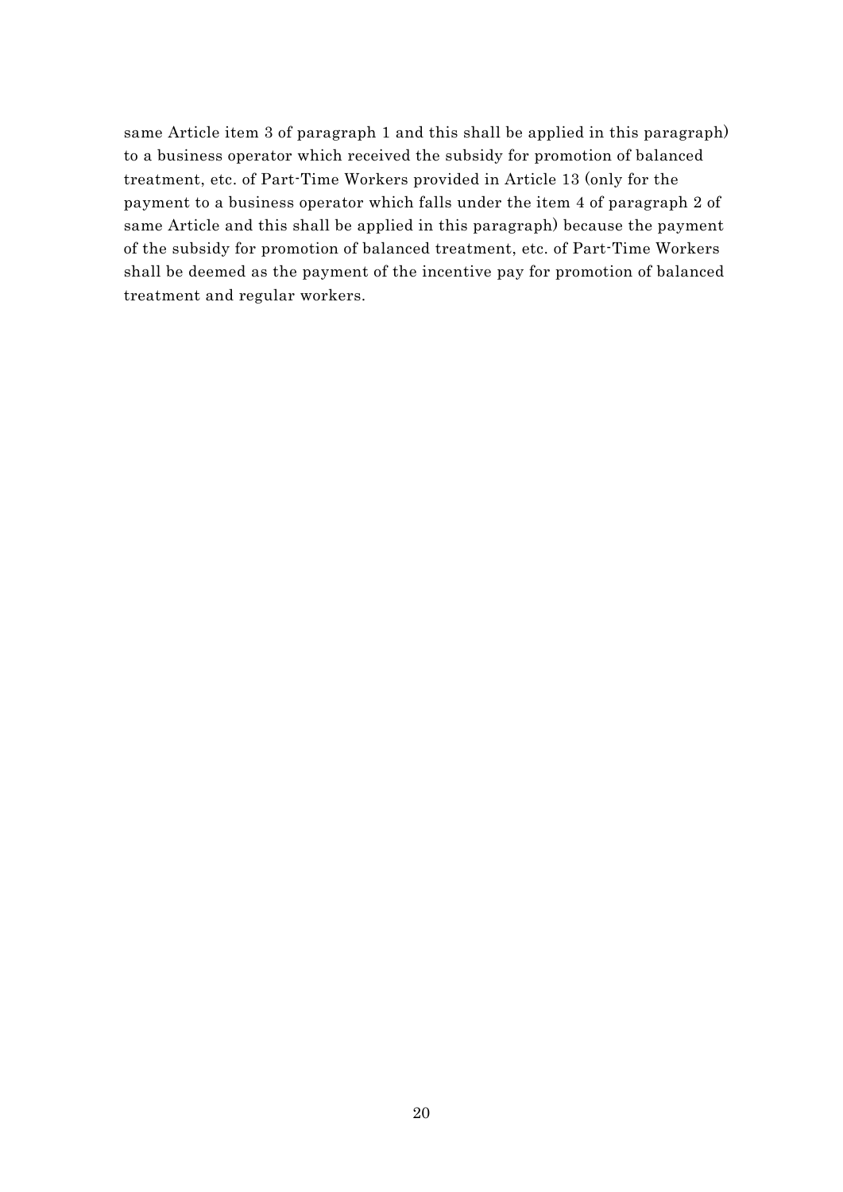same Article item 3 of paragraph 1 and this shall be applied in this paragraph) to a business operator which received the subsidy for promotion of balanced treatment, etc. of Part-Time Workers provided in Article 13 (only for the payment to a business operator which falls under the item 4 of paragraph 2 of same Article and this shall be applied in this paragraph) because the payment of the subsidy for promotion of balanced treatment, etc. of Part-Time Workers shall be deemed as the payment of the incentive pay for promotion of balanced treatment and regular workers.